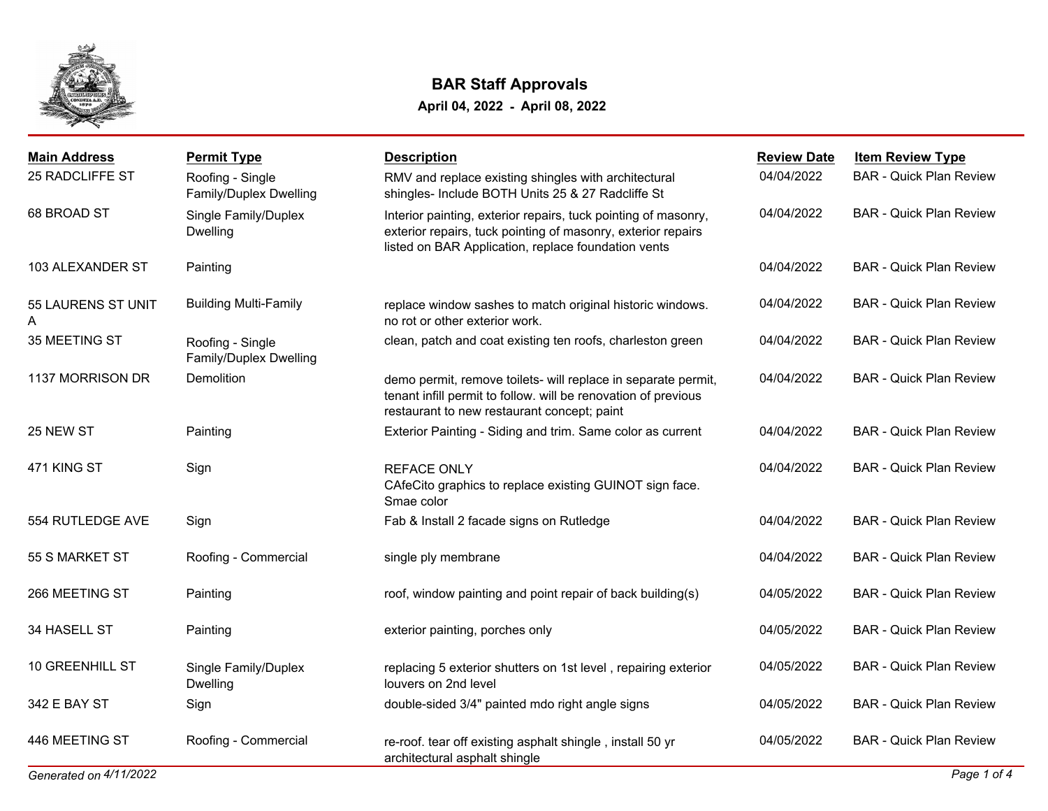# BAR Staff Approvals

**April 04, 2022 - April 08, 2022**

| Main Address | Permit Type | Description | Review Date | Item Review Type |
|---|---|---|---|---|
| 25 RADCLIFFE ST | Roofing - Single Family/Duplex Dwelling | RMV and replace existing shingles with architectural shingles- Include BOTH Units 25 & 27 Radcliffe St | 04/04/2022 | BAR - Quick Plan Review |
| 68 BROAD ST | Single Family/Duplex Dwelling | Interior painting, exterior repairs, tuck pointing of masonry, exterior repairs, tuck pointing of masonry, exterior repairs listed on BAR Application, replace foundation vents | 04/04/2022 | BAR - Quick Plan Review |
| 103 ALEXANDER ST | Painting | | 04/04/2022 | BAR - Quick Plan Review |
| 55 LAURENS ST UNIT A | Building Multi-Family | replace window sashes to match original historic windows. no rot or other exterior work. | 04/04/2022 | BAR - Quick Plan Review |
| 35 MEETING ST | Roofing - Single Family/Duplex Dwelling | clean, patch and coat existing ten roofs, charleston green | 04/04/2022 | BAR - Quick Plan Review |
| 1137 MORRISON DR | Demolition | demo permit, remove toilets- will replace in separate permit, tenant infill permit to follow. will be renovation of previous restaurant to new restaurant concept; paint | 04/04/2022 | BAR - Quick Plan Review |
| 25 NEW ST | Painting | Exterior Painting - Siding and trim. Same color as current | 04/04/2022 | BAR - Quick Plan Review |
| 471 KING ST | Sign | REFACE ONLY CAfeCito graphics to replace existing GUINOT sign face. Smae color | 04/04/2022 | BAR - Quick Plan Review |
| 554 RUTLEDGE AVE | Sign | Fab & Install 2 facade signs on Rutledge | 04/04/2022 | BAR - Quick Plan Review |
| 55 S MARKET ST | Roofing - Commercial | single ply membrane | 04/04/2022 | BAR - Quick Plan Review |
| 266 MEETING ST | Painting | roof, window painting and point repair of back building(s) | 04/05/2022 | BAR - Quick Plan Review |
| 34 HASELL ST | Painting | exterior painting, porches only | 04/05/2022 | BAR - Quick Plan Review |
| 10 GREENHILL ST | Single Family/Duplex Dwelling | replacing 5 exterior shutters on 1st level , repairing exterior louvers on 2nd level | 04/05/2022 | BAR - Quick Plan Review |
| 342 E BAY ST | Sign | double-sided 3/4" painted mdo right angle signs | 04/05/2022 | BAR - Quick Plan Review |
| 446 MEETING ST | Roofing - Commercial | re-roof. tear off existing asphalt shingle , install 50 yr architectural asphalt shingle | 04/05/2022 | BAR - Quick Plan Review |

*Generated on 4/11/2022*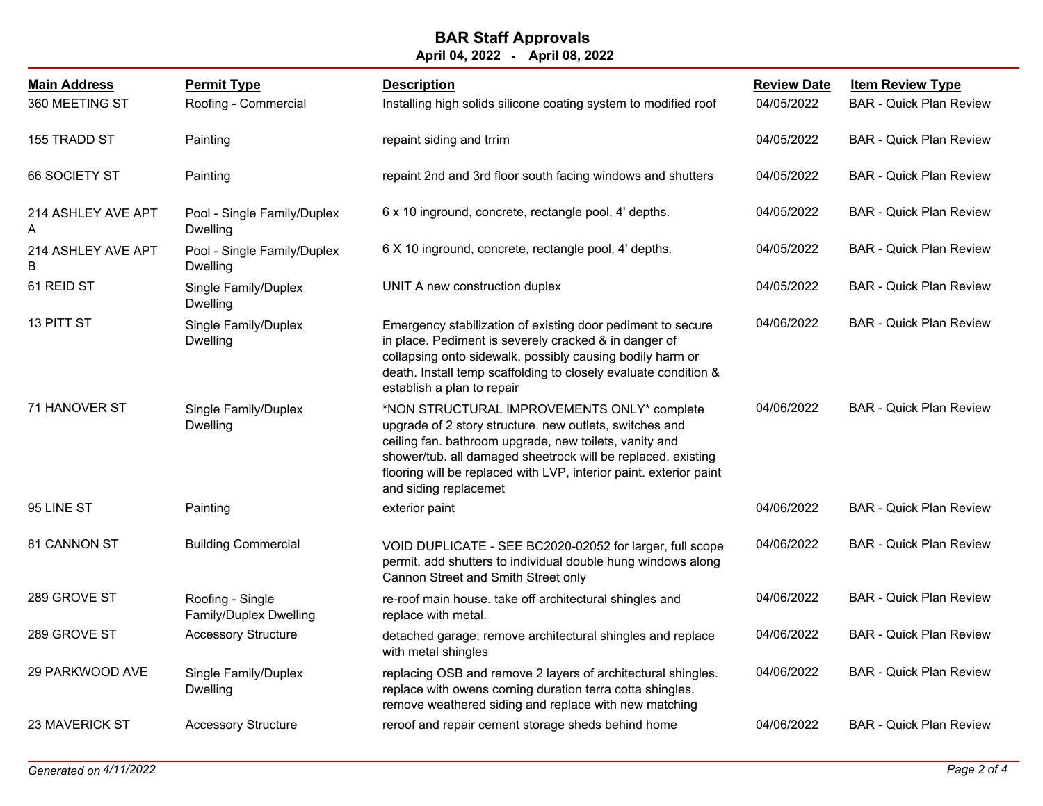## BAR Staff Approvals

**April 04, 2022 - April 08, 2022**

| Main Address | Permit Type | Description | Review Date | Item Review Type |
|---|---|---|---|---|
| 360 MEETING ST | Roofing - Commercial | Installing high solids silicone coating system to modified roof | 04/05/2022 | BAR - Quick Plan Review |
| 155 TRADD ST | Painting | repaint siding and trrim | 04/05/2022 | BAR - Quick Plan Review |
| 66 SOCIETY ST | Painting | repaint 2nd and 3rd floor south facing windows and shutters | 04/05/2022 | BAR - Quick Plan Review |
| 214 ASHLEY AVE APT A | Pool - Single Family/Duplex Dwelling | 6 x 10 inground, concrete, rectangle pool, 4' depths. | 04/05/2022 | BAR - Quick Plan Review |
| 214 ASHLEY AVE APT B | Pool - Single Family/Duplex Dwelling | 6 X 10 inground, concrete, rectangle pool, 4' depths. | 04/05/2022 | BAR - Quick Plan Review |
| 61 REID ST | Single Family/Duplex Dwelling | UNIT A new construction duplex | 04/05/2022 | BAR - Quick Plan Review |
| 13 PITT ST | Single Family/Duplex Dwelling | Emergency stabilization of existing door pediment to secure in place. Pediment is severely cracked & in danger of collapsing onto sidewalk, possibly causing bodily harm or death. Install temp scaffolding to closely evaluate condition & establish a plan to repair | 04/06/2022 | BAR - Quick Plan Review |
| 71 HANOVER ST | Single Family/Duplex Dwelling | *NON STRUCTURAL IMPROVEMENTS ONLY* complete upgrade of 2 story structure. new outlets, switches and ceiling fan. bathroom upgrade, new toilets, vanity and shower/tub. all damaged sheetrock will be replaced. existing flooring will be replaced with LVP, interior paint. exterior paint and siding replacemet | 04/06/2022 | BAR - Quick Plan Review |
| 95 LINE ST | Painting | exterior paint | 04/06/2022 | BAR - Quick Plan Review |
| 81 CANNON ST | Building Commercial | VOID DUPLICATE - SEE BC2020-02052 for larger, full scope permit. add shutters to individual double hung windows along Cannon Street and Smith Street only | 04/06/2022 | BAR - Quick Plan Review |
| 289 GROVE ST | Roofing - Single Family/Duplex Dwelling | re-roof main house. take off architectural shingles and replace with metal. | 04/06/2022 | BAR - Quick Plan Review |
| 289 GROVE ST | Accessory Structure | detached garage; remove architectural shingles and replace with metal shingles | 04/06/2022 | BAR - Quick Plan Review |
| 29 PARKWOOD AVE | Single Family/Duplex Dwelling | replacing OSB and remove 2 layers of architectural shingles. replace with owens corning duration terra cotta shingles. remove weathered siding and replace with new matching | 04/06/2022 | BAR - Quick Plan Review |
| 23 MAVERICK ST | Accessory Structure | reroof and repair cement storage sheds behind home | 04/06/2022 | BAR - Quick Plan Review |

*Generated on 4/11/2022*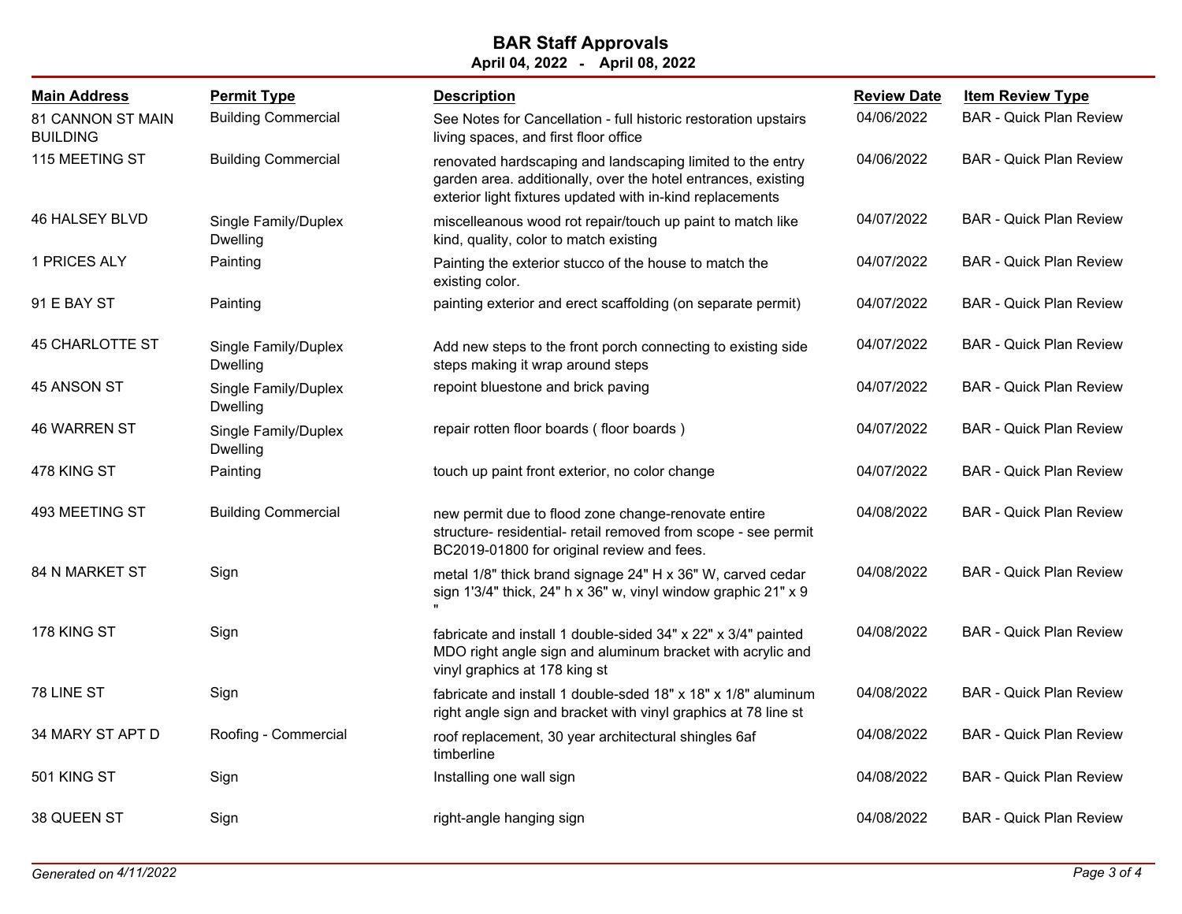# BAR Staff Approvals

**April 04, 2022 - April 08, 2022**

| Main Address | Permit Type | Description | Review Date | Item Review Type |
|---|---|---|---|---|
| 81 CANNON ST MAIN BUILDING | Building Commercial | See Notes for Cancellation - full historic restoration upstairs living spaces, and first floor office | 04/06/2022 | BAR - Quick Plan Review |
| 115 MEETING ST | Building Commercial | renovated hardscaping and landscaping limited to the entry garden area. additionally, over the hotel entrances, existing exterior light fixtures updated with in-kind replacements | 04/06/2022 | BAR - Quick Plan Review |
| 46 HALSEY BLVD | Single Family/Duplex Dwelling | miscelleanous wood rot repair/touch up paint to match like kind, quality, color to match existing | 04/07/2022 | BAR - Quick Plan Review |
| 1 PRICES ALY | Painting | Painting the exterior stucco of the house to match the existing color. | 04/07/2022 | BAR - Quick Plan Review |
| 91 E BAY ST | Painting | painting exterior and erect scaffolding (on separate permit) | 04/07/2022 | BAR - Quick Plan Review |
| 45 CHARLOTTE ST | Single Family/Duplex Dwelling | Add new steps to the front porch connecting to existing side steps making it wrap around steps | 04/07/2022 | BAR - Quick Plan Review |
| 45 ANSON ST | Single Family/Duplex Dwelling | repoint bluestone and brick paving | 04/07/2022 | BAR - Quick Plan Review |
| 46 WARREN ST | Single Family/Duplex Dwelling | repair rotten floor boards ( floor boards ) | 04/07/2022 | BAR - Quick Plan Review |
| 478 KING ST | Painting | touch up paint front exterior, no color change | 04/07/2022 | BAR - Quick Plan Review |
| 493 MEETING ST | Building Commercial | new permit due to flood zone change-renovate entire structure- residential- retail removed from scope - see permit BC2019-01800 for original review and fees. | 04/08/2022 | BAR - Quick Plan Review |
| 84 N MARKET ST | Sign | metal 1/8" thick brand signage 24" H x 36" W, carved cedar sign 1'3/4" thick, 24" h x 36" w, vinyl window graphic 21" x 9 " | 04/08/2022 | BAR - Quick Plan Review |
| 178 KING ST | Sign | fabricate and install 1 double-sided 34" x 22" x 3/4" painted MDO right angle sign and aluminum bracket with acrylic and vinyl graphics at 178 king st | 04/08/2022 | BAR - Quick Plan Review |
| 78 LINE ST | Sign | fabricate and install 1 double-sded 18" x 18" x 1/8" aluminum right angle sign and bracket with vinyl graphics at 78 line st | 04/08/2022 | BAR - Quick Plan Review |
| 34 MARY ST APT D | Roofing - Commercial | roof replacement, 30 year architectural shingles 6af timberline | 04/08/2022 | BAR - Quick Plan Review |
| 501 KING ST | Sign | Installing one wall sign | 04/08/2022 | BAR - Quick Plan Review |
| 38 QUEEN ST | Sign | right-angle hanging sign | 04/08/2022 | BAR - Quick Plan Review |

*Generated on 4/11/2022*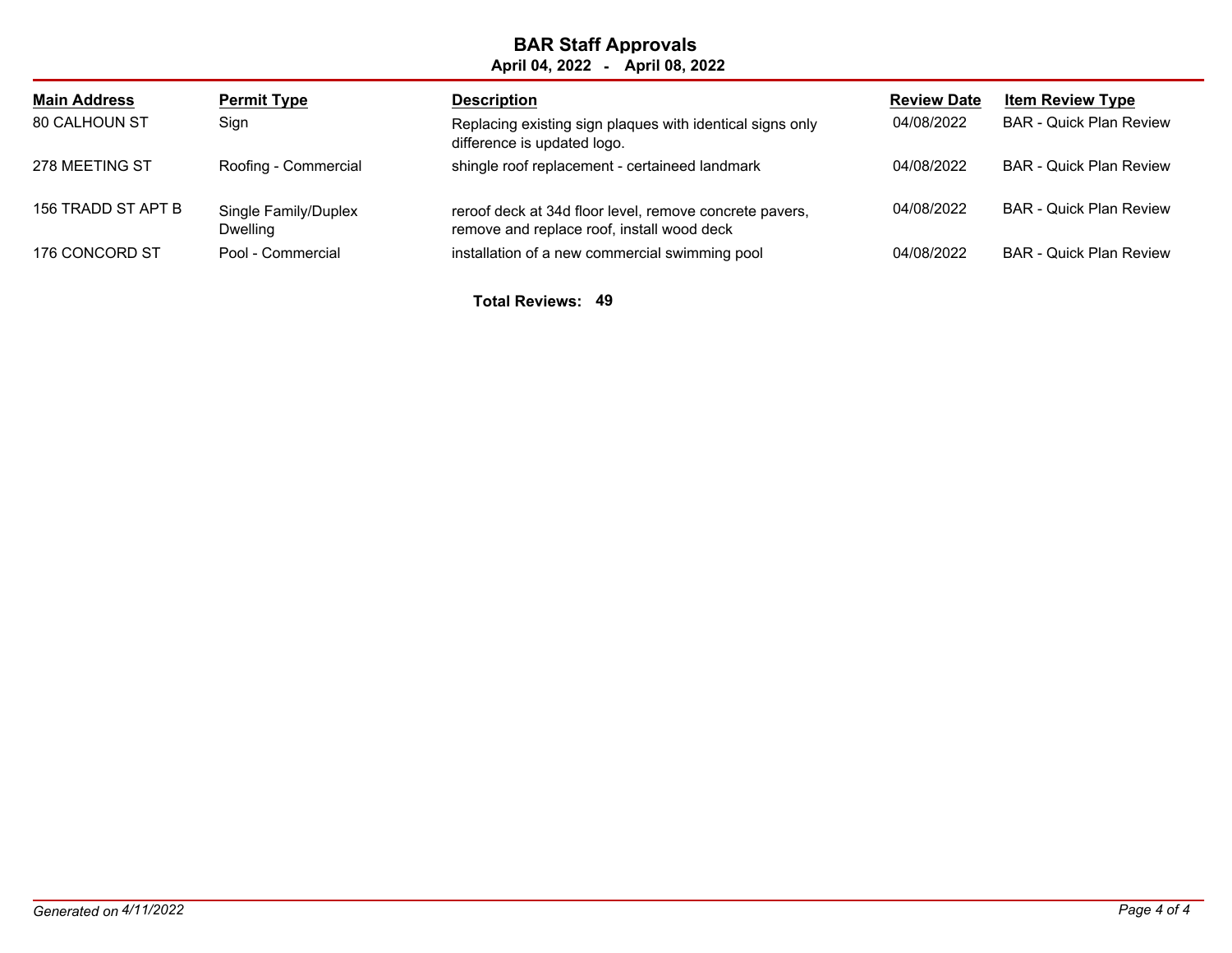## BAR Staff Approvals

**April 04, 2022 - April 08, 2022**

| Main Address | Permit Type | Description | Review Date | Item Review Type |
|---|---|---|---|---|
| 80 CALHOUN ST | Sign | Replacing existing sign plaques with identical signs only difference is updated logo. | 04/08/2022 | BAR - Quick Plan Review |
| 278 MEETING ST | Roofing - Commercial | shingle roof replacement - certaineed landmark | 04/08/2022 | BAR - Quick Plan Review |
| 156 TRADD ST APT B | Single Family/Duplex Dwelling | reroof deck at 34d floor level, remove concrete pavers, remove and replace roof, install wood deck | 04/08/2022 | BAR - Quick Plan Review |
| 176 CONCORD ST | Pool - Commercial | installation of a new commercial swimming pool | 04/08/2022 | BAR - Quick Plan Review |

**Total Reviews: 49**

*Generated on 4/11/2022*